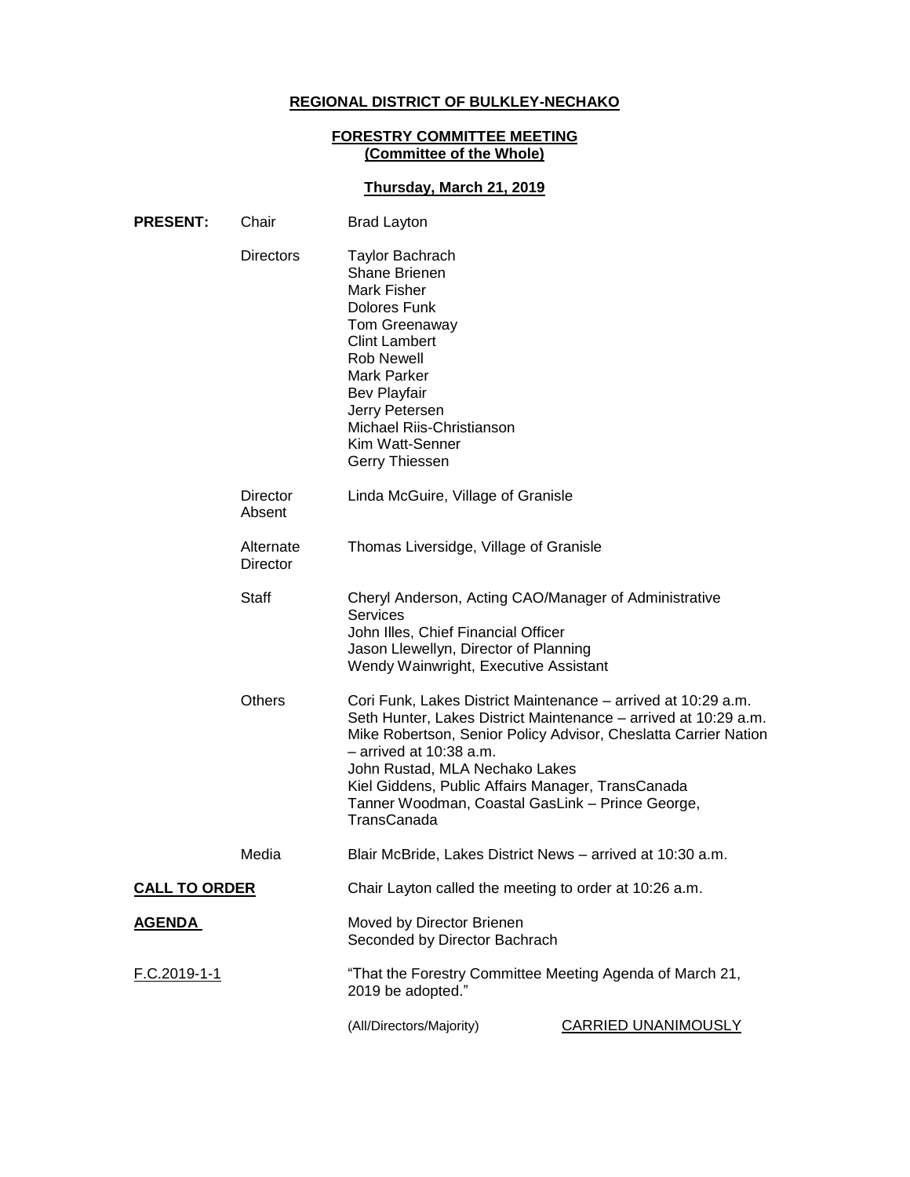**REGIONAL DISTRICT OF BULKLEY-NECHAKO**

**FORESTRY COMMITTEE MEETING**
**(Committee of the Whole)**

**Thursday, March 21, 2019**

**PRESENT:**

| | | |
|---|---|---|
| | Chair | Brad Layton |
| | Directors | Taylor Bachrach<br>Shane Brienen<br>Mark Fisher<br>Dolores Funk<br>Tom Greenaway<br>Clint Lambert<br>Rob Newell<br>Mark Parker<br>Bev Playfair<br>Jerry Petersen<br>Michael Riis-Christianson<br>Kim Watt-Senner<br>Gerry Thiessen |
| | Director Absent | Linda McGuire, Village of Granisle |
| | Alternate Director | Thomas Liversidge, Village of Granisle |
| | Staff | Cheryl Anderson, Acting CAO/Manager of Administrative Services<br>John Illes, Chief Financial Officer<br>Jason Llewellyn, Director of Planning<br>Wendy Wainwright, Executive Assistant |
| | Others | Cori Funk, Lakes District Maintenance – arrived at 10:29 a.m.<br>Seth Hunter, Lakes District Maintenance – arrived at 10:29 a.m.<br>Mike Robertson, Senior Policy Advisor, Cheslatta Carrier Nation – arrived at 10:38 a.m.<br>John Rustad, MLA Nechako Lakes<br>Kiel Giddens, Public Affairs Manager, TransCanada<br>Tanner Woodman, Coastal GasLink – Prince George, TransCanada |
| | Media | Blair McBride, Lakes District News – arrived at 10:30 a.m. |

**CALL TO ORDER**

Chair Layton called the meeting to order at 10:26 a.m.

**AGENDA**

Moved by Director Brienen
Seconded by Director Bachrach

F.C.2019-1-1

"That the Forestry Committee Meeting Agenda of March 21, 2019 be adopted."

(All/Directors/Majority) CARRIED UNANIMOUSLY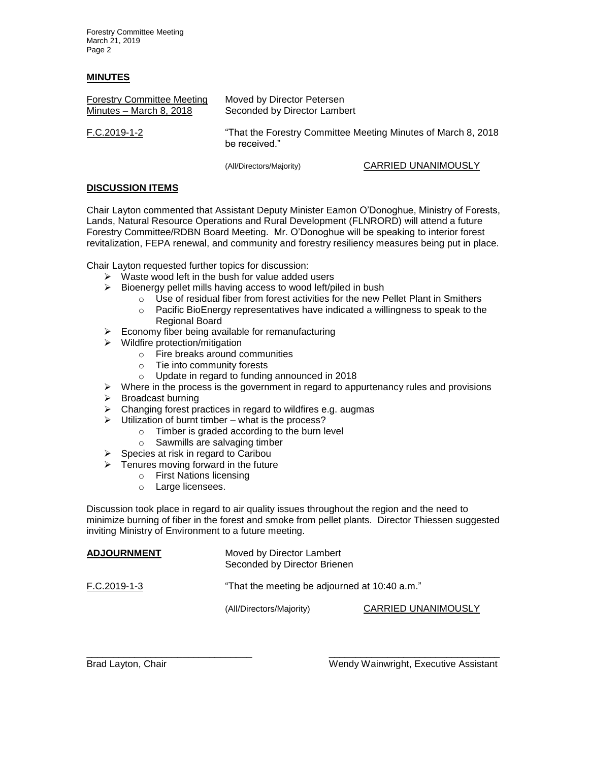## MINUTES

Forestry Committee Meeting Minutes – March 8, 2018

Moved by Director Petersen
Seconded by Director Lambert

F.C.2019-1-2

"That the Forestry Committee Meeting Minutes of March 8, 2018 be received."

(All/Directors/Majority) CARRIED UNANIMOUSLY

## DISCUSSION ITEMS

Chair Layton commented that Assistant Deputy Minister Eamon O'Donoghue, Ministry of Forests, Lands, Natural Resource Operations and Rural Development (FLNRORD) will attend a future Forestry Committee/RDBN Board Meeting. Mr. O'Donoghue will be speaking to interior forest revitalization, FEPA renewal, and community and forestry resiliency measures being put in place.

Chair Layton requested further topics for discussion:

- Waste wood left in the bush for value added users
- Bioenergy pellet mills having access to wood left/piled in bush
  - Use of residual fiber from forest activities for the new Pellet Plant in Smithers
  - Pacific BioEnergy representatives have indicated a willingness to speak to the Regional Board
- Economy fiber being available for remanufacturing
- Wildfire protection/mitigation
  - Fire breaks around communities
  - Tie into community forests
  - Update in regard to funding announced in 2018
- Where in the process is the government in regard to appurtenancy rules and provisions
- Broadcast burning
- Changing forest practices in regard to wildfires e.g. augmas
- Utilization of burnt timber – what is the process?
  - Timber is graded according to the burn level
  - Sawmills are salvaging timber
- Species at risk in regard to Caribou
- Tenures moving forward in the future
  - First Nations licensing
  - Large licensees.

Discussion took place in regard to air quality issues throughout the region and the need to minimize burning of fiber in the forest and smoke from pellet plants. Director Thiessen suggested inviting Ministry of Environment to a future meeting.

## ADJOURNMENT

Moved by Director Lambert
Seconded by Director Brienen

F.C.2019-1-3

"That the meeting be adjourned at 10:40 a.m."

(All/Directors/Majority) CARRIED UNANIMOUSLY

\_\_\_\_\_\_\_\_\_\_\_\_\_\_\_\_\_\_\_\_\_\_\_\_\_\_\_\_\_\_\_\_
Brad Layton, Chair

\_\_\_\_\_\_\_\_\_\_\_\_\_\_\_\_\_\_\_\_\_\_\_\_\_\_\_\_\_\_\_\_
Wendy Wainwright, Executive Assistant